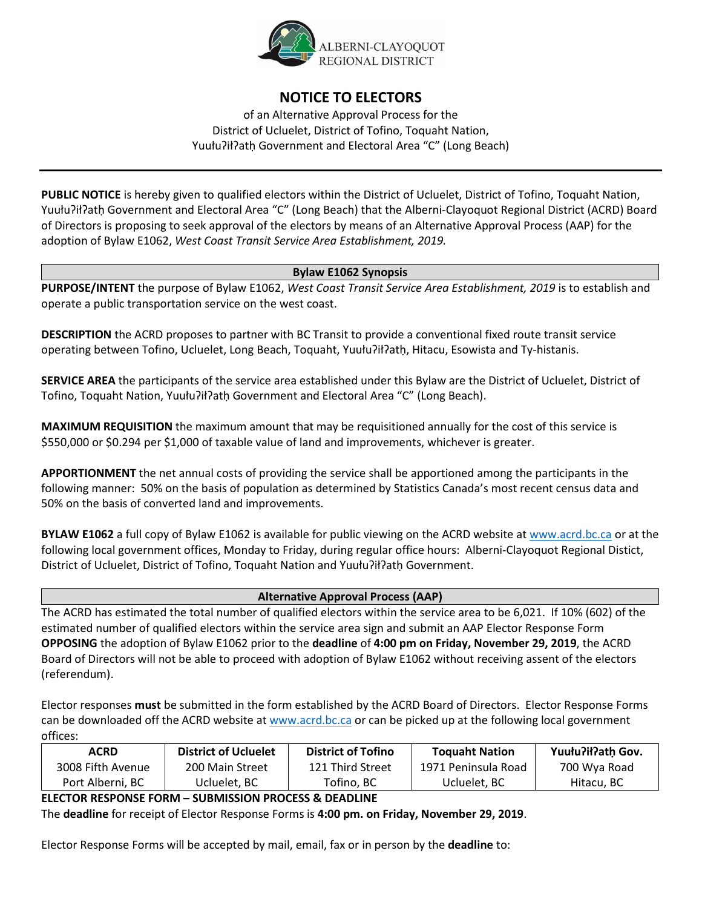ALBERNI-CLAYOQUOT
REGIONAL DISTRICT

# NOTICE TO ELECTORS

of an Alternative Approval Process for the
District of Ucluelet, District of Tofino, Toquaht Nation,
Yuułuʔiłʔatḥ Government and Electoral Area "C" (Long Beach)

---

**PUBLIC NOTICE** is hereby given to qualified electors within the District of Ucluelet, District of Tofino, Toquaht Nation, Yuułuʔiłʔatḥ Government and Electoral Area "C" (Long Beach) that the Alberni-Clayoquot Regional District (ACRD) Board of Directors is proposing to seek approval of the electors by means of an Alternative Approval Process (AAP) for the adoption of Bylaw E1062, *West Coast Transit Service Area Establishment, 2019.*

## Bylaw E1062 Synopsis

**PURPOSE/INTENT** the purpose of Bylaw E1062, *West Coast Transit Service Area Establishment, 2019* is to establish and operate a public transportation service on the west coast.

**DESCRIPTION** the ACRD proposes to partner with BC Transit to provide a conventional fixed route transit service operating between Tofino, Ucluelet, Long Beach, Toquaht, Yuułuʔiłʔatḥ, Hitacu, Esowista and Ty-histanis.

**SERVICE AREA** the participants of the service area established under this Bylaw are the District of Ucluelet, District of Tofino, Toquaht Nation, Yuułuʔiłʔatḥ Government and Electoral Area "C" (Long Beach).

**MAXIMUM REQUISITION** the maximum amount that may be requisitioned annually for the cost of this service is $550,000 or $0.294 per $1,000 of taxable value of land and improvements, whichever is greater.

**APPORTIONMENT** the net annual costs of providing the service shall be apportioned among the participants in the following manner: 50% on the basis of population as determined by Statistics Canada's most recent census data and 50% on the basis of converted land and improvements.

**BYLAW E1062** a full copy of Bylaw E1062 is available for public viewing on the ACRD website at www.acrd.bc.ca or at the following local government offices, Monday to Friday, during regular office hours: Alberni-Clayoquot Regional Distict, District of Ucluelet, District of Tofino, Toquaht Nation and Yuułuʔiłʔatḥ Government.

## Alternative Approval Process (AAP)

The ACRD has estimated the total number of qualified electors within the service area to be 6,021. If 10% (602) of the estimated number of qualified electors within the service area sign and submit an AAP Elector Response Form **OPPOSING** the adoption of Bylaw E1062 prior to the **deadline** of **4:00 pm on Friday, November 29, 2019**, the ACRD Board of Directors will not be able to proceed with adoption of Bylaw E1062 without receiving assent of the electors (referendum).

Elector responses **must** be submitted in the form established by the ACRD Board of Directors. Elector Response Forms can be downloaded off the ACRD website at www.acrd.bc.ca or can be picked up at the following local government offices:

| ACRD | District of Ucluelet | District of Tofino | Toquaht Nation | Yuułuʔiłʔatḥ Gov. |
|---|---|---|---|---|
| 3008 Fifth Avenue<br>Port Alberni, BC | 200 Main Street<br>Ucluelet, BC | 121 Third Street<br>Tofino, BC | 1971 Peninsula Road<br>Ucluelet, BC | 700 Wya Road<br>Hitacu, BC |

**ELECTOR RESPONSE FORM – SUBMISSION PROCESS & DEADLINE**

The **deadline** for receipt of Elector Response Forms is **4:00 pm. on Friday, November 29, 2019**.

Elector Response Forms will be accepted by mail, email, fax or in person by the **deadline** to: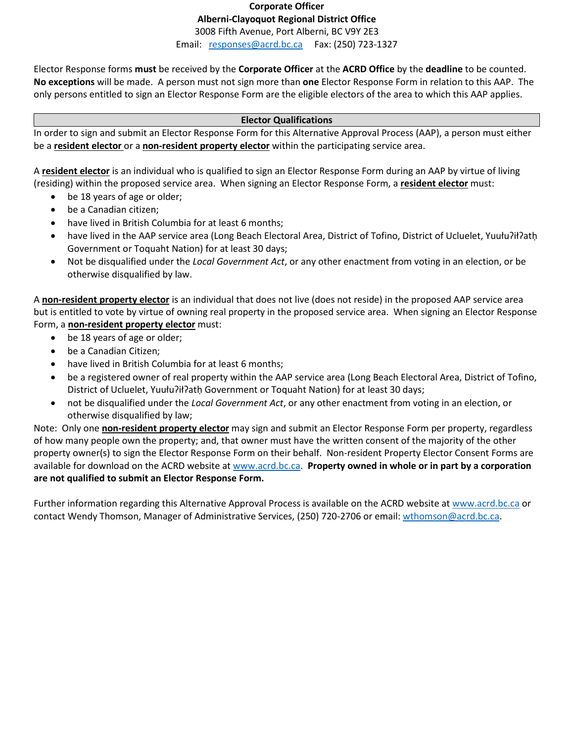**Corporate Officer**
**Alberni-Clayoquot Regional District Office**
3008 Fifth Avenue, Port Alberni, BC V9Y 2E3
Email: responses@acrd.bc.ca     Fax: (250) 723-1327

Elector Response forms **must** be received by the **Corporate Officer** at the **ACRD Office** by the **deadline** to be counted. **No exceptions** will be made. A person must not sign more than **one** Elector Response Form in relation to this AAP. The only persons entitled to sign an Elector Response Form are the eligible electors of the area to which this AAP applies.

## Elector Qualifications

In order to sign and submit an Elector Response Form for this Alternative Approval Process (AAP), a person must either be a **resident elector** or a **non-resident property elector** within the participating service area.

A **resident elector** is an individual who is qualified to sign an Elector Response Form during an AAP by virtue of living (residing) within the proposed service area. When signing an Elector Response Form, a **resident elector** must:

- be 18 years of age or older;
- be a Canadian citizen;
- have lived in British Columbia for at least 6 months;
- have lived in the AAP service area (Long Beach Electoral Area, District of Tofino, District of Ucluelet, Yuułuʔiłʔatḥ Government or Toquaht Nation) for at least 30 days;
- Not be disqualified under the *Local Government Act*, or any other enactment from voting in an election, or be otherwise disqualified by law.

A **non-resident property elector** is an individual that does not live (does not reside) in the proposed AAP service area but is entitled to vote by virtue of owning real property in the proposed service area. When signing an Elector Response Form, a **non-resident property elector** must:

- be 18 years of age or older;
- be a Canadian Citizen;
- have lived in British Columbia for at least 6 months;
- be a registered owner of real property within the AAP service area (Long Beach Electoral Area, District of Tofino, District of Ucluelet, Yuułuʔiłʔatḥ Government or Toquaht Nation) for at least 30 days;
- not be disqualified under the *Local Government Act*, or any other enactment from voting in an election, or otherwise disqualified by law;

Note: Only one **non-resident property elector** may sign and submit an Elector Response Form per property, regardless of how many people own the property; and, that owner must have the written consent of the majority of the other property owner(s) to sign the Elector Response Form on their behalf. Non-resident Property Elector Consent Forms are available for download on the ACRD website at www.acrd.bc.ca. **Property owned in whole or in part by a corporation are not qualified to submit an Elector Response Form.**

Further information regarding this Alternative Approval Process is available on the ACRD website at www.acrd.bc.ca or contact Wendy Thomson, Manager of Administrative Services, (250) 720-2706 or email: wthomson@acrd.bc.ca.